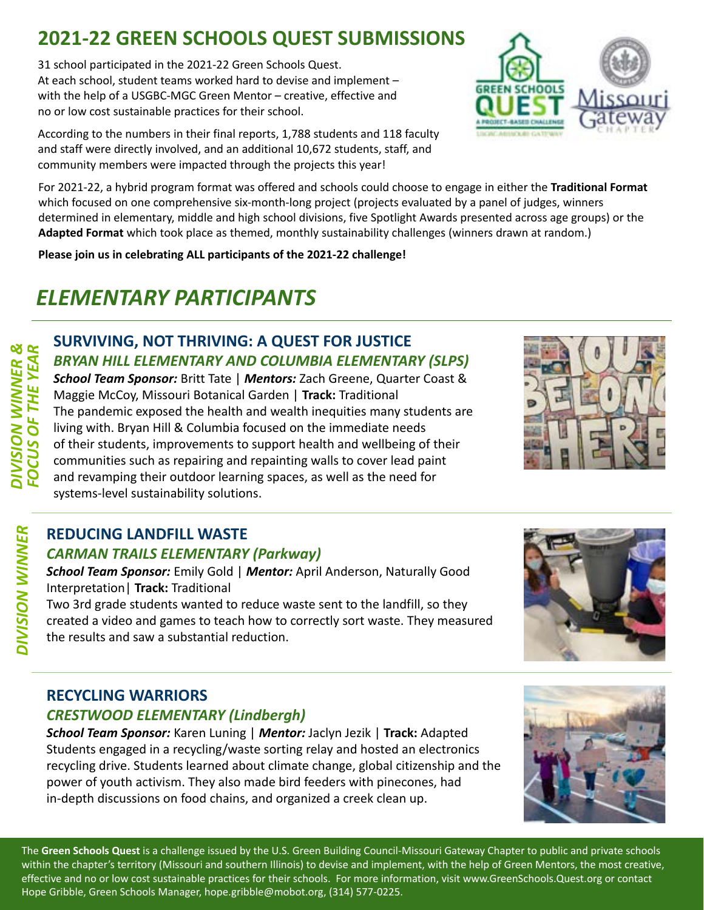# 2021-22 GREEN SCHOOLS QUEST SUBMISSIONS

31 school participated in the 2021-22 Green Schools Quest. At each school, student teams worked hard to devise and implement – with the help of a USGBC-MGC Green Mentor – creative, effective and no or low cost sustainable practices for their school.

According to the numbers in their final reports, 1,788 students and 118 faculty and staff were directly involved, and an additional 10,672 students, staff, and community members were impacted through the projects this year!

For 2021-22, a hybrid program format was offered and schools could choose to engage in either the **Traditional Format** which focused on one comprehensive six-month-long project (projects evaluated by a panel of judges, winners determined in elementary, middle and high school divisions, five Spotlight Awards presented across age groups) or the **Adapted Format** which took place as themed, monthly sustainability challenges (winners drawn at random.)

**Please join us in celebrating ALL participants of the 2021-22 challenge!**

## *ELEMENTARY PARTICIPANTS*

*DIVISION WINNER & FOCUS OF THE YEAR*

### SURVIVING, NOT THRIVING: A QUEST FOR JUSTICE

***BRYAN HILL ELEMENTARY AND COLUMBIA ELEMENTARY (SLPS)***

***School Team Sponsor:*** Britt Tate | ***Mentors:*** Zach Greene, Quarter Coast & Maggie McCoy, Missouri Botanical Garden | **Track:** Traditional

The pandemic exposed the health and wealth inequities many students are living with. Bryan Hill & Columbia focused on the immediate needs of their students, improvements to support health and wellbeing of their communities such as repairing and repainting walls to cover lead paint and revamping their outdoor learning spaces, as well as the need for systems-level sustainability solutions.

*DIVISION WINNER*

### REDUCING LANDFILL WASTE

***CARMAN TRAILS ELEMENTARY (Parkway)***

***School Team Sponsor:*** Emily Gold | ***Mentor:*** April Anderson, Naturally Good Interpretation| **Track:** Traditional

Two 3rd grade students wanted to reduce waste sent to the landfill, so they created a video and games to teach how to correctly sort waste. They measured the results and saw a substantial reduction.

### RECYCLING WARRIORS

***CRESTWOOD ELEMENTARY (Lindbergh)***

***School Team Sponsor:*** Karen Luning | ***Mentor:*** Jaclyn Jezik | **Track:** Adapted

Students engaged in a recycling/waste sorting relay and hosted an electronics recycling drive. Students learned about climate change, global citizenship and the power of youth activism. They also made bird feeders with pinecones, had in-depth discussions on food chains, and organized a creek clean up.

The **Green Schools Quest** is a challenge issued by the U.S. Green Building Council-Missouri Gateway Chapter to public and private schools within the chapter's territory (Missouri and southern Illinois) to devise and implement, with the help of Green Mentors, the most creative, effective and no or low cost sustainable practices for their schools. For more information, visit www.GreenSchools.Quest.org or contact Hope Gribble, Green Schools Manager, hope.gribble@mobot.org, (314) 577-0225.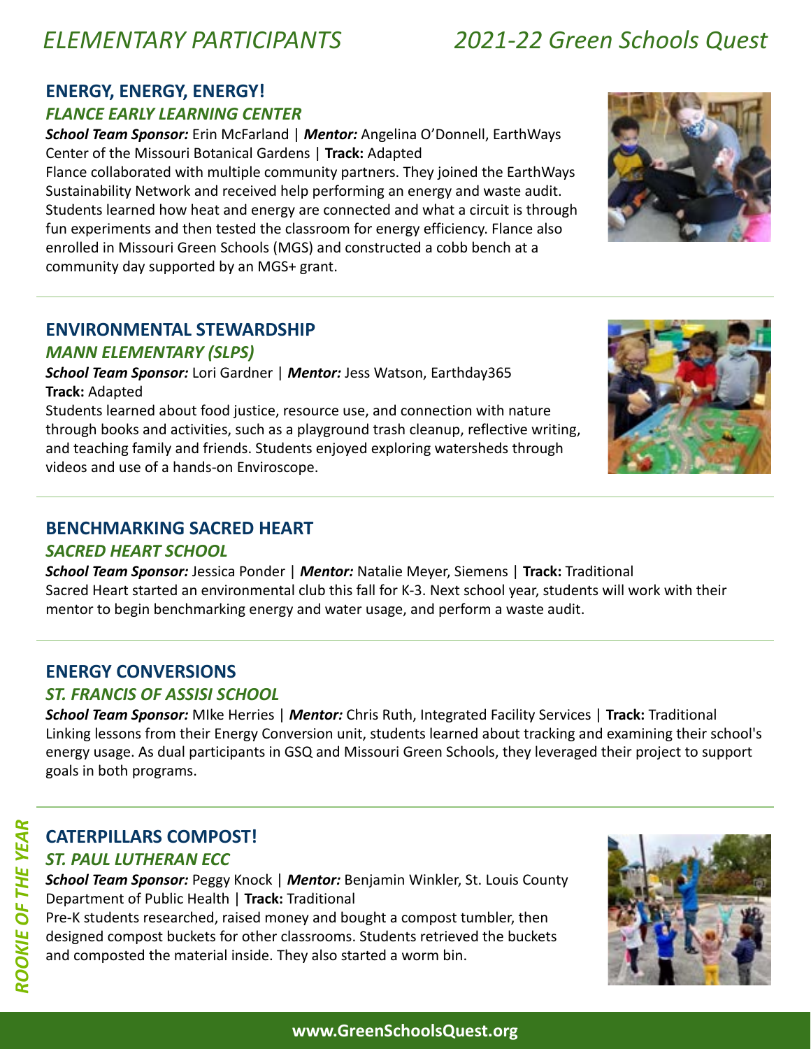# ELEMENTARY PARTICIPANTS — 2021-22 Green Schools Quest

## ENERGY, ENERGY, ENERGY!

### *FLANCE EARLY LEARNING CENTER*

***School Team Sponsor:*** Erin McFarland | ***Mentor:*** Angelina O'Donnell, EarthWays Center of the Missouri Botanical Gardens | **Track:** Adapted

Flance collaborated with multiple community partners. They joined the EarthWays Sustainability Network and received help performing an energy and waste audit. Students learned how heat and energy are connected and what a circuit is through fun experiments and then tested the classroom for energy efficiency. Flance also enrolled in Missouri Green Schools (MGS) and constructed a cobb bench at a community day supported by an MGS+ grant.

## ENVIRONMENTAL STEWARDSHIP

### *MANN ELEMENTARY (SLPS)*

***School Team Sponsor:*** Lori Gardner | ***Mentor:*** Jess Watson, Earthday365

**Track:** Adapted

Students learned about food justice, resource use, and connection with nature through books and activities, such as a playground trash cleanup, reflective writing, and teaching family and friends. Students enjoyed exploring watersheds through videos and use of a hands-on Enviroscope.

## BENCHMARKING SACRED HEART

### *SACRED HEART SCHOOL*

***School Team Sponsor:*** Jessica Ponder | ***Mentor:*** Natalie Meyer, Siemens | **Track:** Traditional

Sacred Heart started an environmental club this fall for K-3. Next school year, students will work with their mentor to begin benchmarking energy and water usage, and perform a waste audit.

## ENERGY CONVERSIONS

### *ST. FRANCIS OF ASSISI SCHOOL*

***School Team Sponsor:*** MIke Herries | ***Mentor:*** Chris Ruth, Integrated Facility Services | **Track:** Traditional

Linking lessons from their Energy Conversion unit, students learned about tracking and examining their school's energy usage. As dual participants in GSQ and Missouri Green Schools, they leveraged their project to support goals in both programs.

*ROOKIE OF THE YEAR*

## CATERPILLARS COMPOST!

### *ST. PAUL LUTHERAN ECC*

***School Team Sponsor:*** Peggy Knock | ***Mentor:*** Benjamin Winkler, St. Louis County Department of Public Health | **Track:** Traditional

Pre-K students researched, raised money and bought a compost tumbler, then designed compost buckets for other classrooms. Students retrieved the buckets and composted the material inside. They also started a worm bin.

**www.GreenSchoolsQuest.org**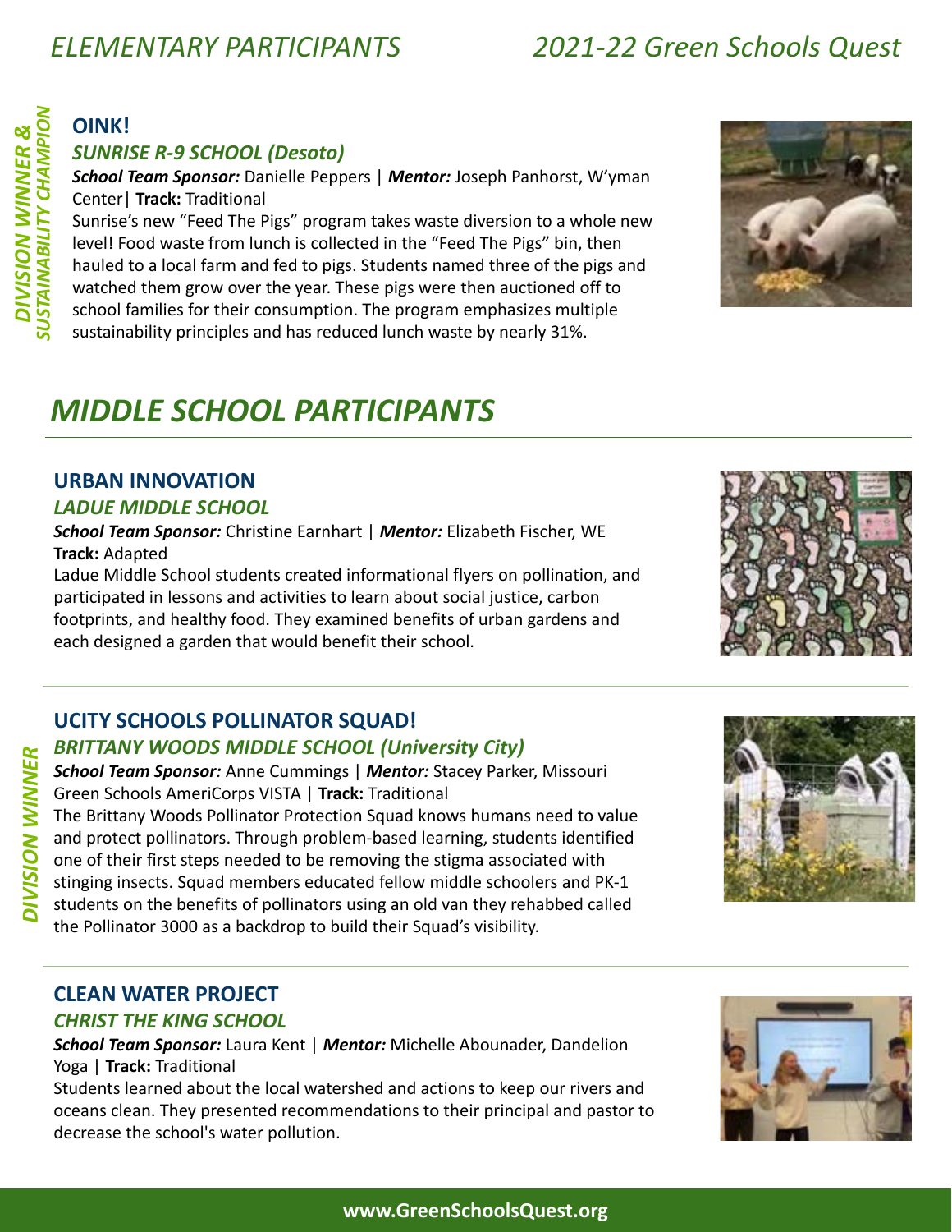# ELEMENTARY PARTICIPANTS

*DIVISION WINNER & SUSTAINABILITY CHAMPION*

### OINK!

#### *SUNRISE R-9 SCHOOL (Desoto)*

***School Team Sponsor:*** Danielle Peppers | ***Mentor:*** Joseph Panhorst, W'yman Center| **Track:** Traditional

Sunrise's new "Feed The Pigs" program takes waste diversion to a whole new level! Food waste from lunch is collected in the "Feed The Pigs" bin, then hauled to a local farm and fed to pigs. Students named three of the pigs and watched them grow over the year. These pigs were then auctioned off to school families for their consumption. The program emphasizes multiple sustainability principles and has reduced lunch waste by nearly 31%.

# MIDDLE SCHOOL PARTICIPANTS

### URBAN INNOVATION

#### *LADUE MIDDLE SCHOOL*

***School Team Sponsor:*** Christine Earnhart | ***Mentor:*** Elizabeth Fischer, WE
**Track:** Adapted

Ladue Middle School students created informational flyers on pollination, and participated in lessons and activities to learn about social justice, carbon footprints, and healthy food. They examined benefits of urban gardens and each designed a garden that would benefit their school.

*DIVISION WINNER*

### UCITY SCHOOLS POLLINATOR SQUAD!

#### *BRITTANY WOODS MIDDLE SCHOOL (University City)*

***School Team Sponsor:*** Anne Cummings | ***Mentor:*** Stacey Parker, Missouri Green Schools AmeriCorps VISTA | **Track:** Traditional

The Brittany Woods Pollinator Protection Squad knows humans need to value and protect pollinators. Through problem-based learning, students identified one of their first steps needed to be removing the stigma associated with stinging insects. Squad members educated fellow middle schoolers and PK-1 students on the benefits of pollinators using an old van they rehabbed called the Pollinator 3000 as a backdrop to build their Squad's visibility.

### CLEAN WATER PROJECT

#### *CHRIST THE KING SCHOOL*

***School Team Sponsor:*** Laura Kent | ***Mentor:*** Michelle Abounader, Dandelion Yoga | **Track:** Traditional

Students learned about the local watershed and actions to keep our rivers and oceans clean. They presented recommendations to their principal and pastor to decrease the school's water pollution.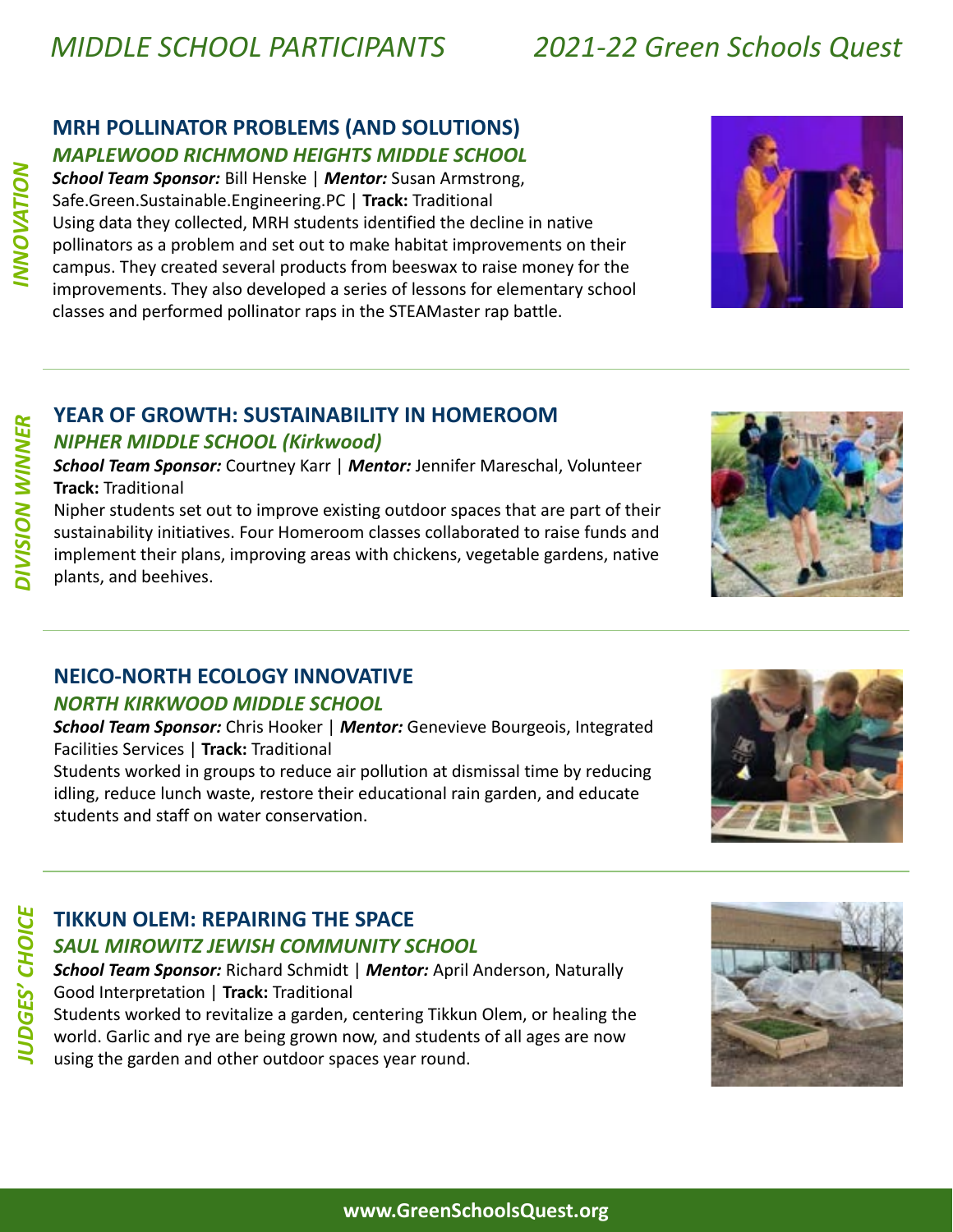# MIDDLE SCHOOL PARTICIPANTS — 2021-22 Green Schools Quest

*INNOVATION*

## MRH POLLINATOR PROBLEMS (AND SOLUTIONS)

### *MAPLEWOOD RICHMOND HEIGHTS MIDDLE SCHOOL*

***School Team Sponsor:*** Bill Henske | ***Mentor:*** Susan Armstrong, Safe.Green.Sustainable.Engineering.PC | **Track:** Traditional

Using data they collected, MRH students identified the decline in native pollinators as a problem and set out to make habitat improvements on their campus. They created several products from beeswax to raise money for the improvements. They also developed a series of lessons for elementary school classes and performed pollinator raps in the STEAMaster rap battle.

---

*DIVISION WINNER*

## YEAR OF GROWTH: SUSTAINABILITY IN HOMEROOM

### *NIPHER MIDDLE SCHOOL (Kirkwood)*

***School Team Sponsor:*** Courtney Karr | ***Mentor:*** Jennifer Mareschal, Volunteer
**Track:** Traditional

Nipher students set out to improve existing outdoor spaces that are part of their sustainability initiatives. Four Homeroom classes collaborated to raise funds and implement their plans, improving areas with chickens, vegetable gardens, native plants, and beehives.

---

## NEICO-NORTH ECOLOGY INNOVATIVE

### *NORTH KIRKWOOD MIDDLE SCHOOL*

***School Team Sponsor:*** Chris Hooker | ***Mentor:*** Genevieve Bourgeois, Integrated Facilities Services | **Track:** Traditional

Students worked in groups to reduce air pollution at dismissal time by reducing idling, reduce lunch waste, restore their educational rain garden, and educate students and staff on water conservation.

---

*JUDGES' CHOICE*

## TIKKUN OLEM: REPAIRING THE SPACE

### *SAUL MIROWITZ JEWISH COMMUNITY SCHOOL*

***School Team Sponsor:*** Richard Schmidt | ***Mentor:*** April Anderson, Naturally Good Interpretation | **Track:** Traditional

Students worked to revitalize a garden, centering Tikkun Olem, or healing the world. Garlic and rye are being grown now, and students of all ages are now using the garden and other outdoor spaces year round.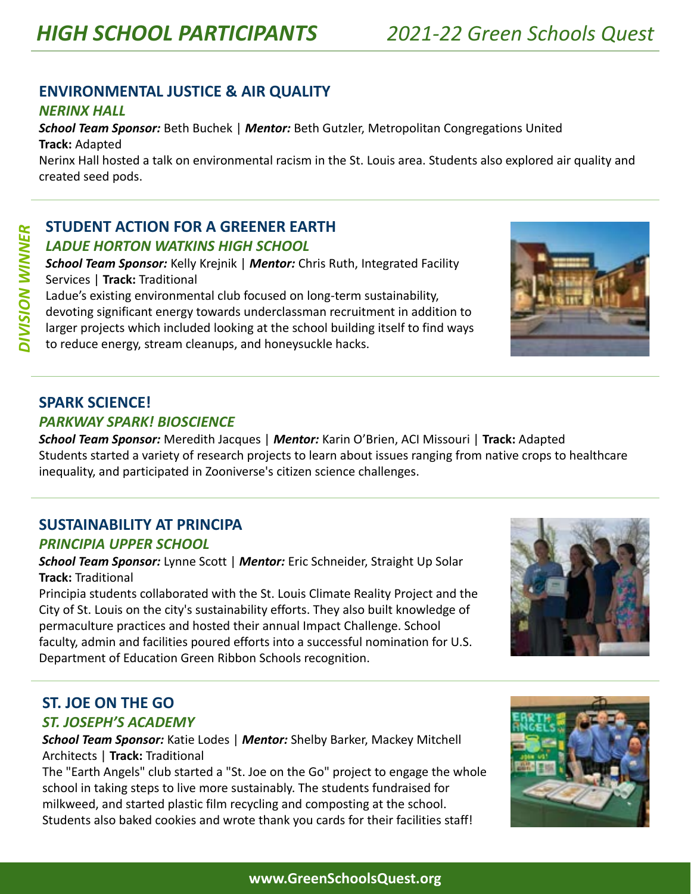## ENVIRONMENTAL JUSTICE & AIR QUALITY

### *NERINX HALL*

***School Team Sponsor:*** Beth Buchek | ***Mentor:*** Beth Gutzler, Metropolitan Congregations United
**Track:** Adapted
Nerinx Hall hosted a talk on environmental racism in the St. Louis area. Students also explored air quality and created seed pods.

---

*DIVISION WINNER*

## STUDENT ACTION FOR A GREENER EARTH

### *LADUE HORTON WATKINS HIGH SCHOOL*

***School Team Sponsor:*** Kelly Krejnik | ***Mentor:*** Chris Ruth, Integrated Facility Services | **Track:** Traditional
Ladue's existing environmental club focused on long-term sustainability, devoting significant energy towards underclassman recruitment in addition to larger projects which included looking at the school building itself to find ways to reduce energy, stream cleanups, and honeysuckle hacks.

---

## SPARK SCIENCE!

### *PARKWAY SPARK! BIOSCIENCE*

***School Team Sponsor:*** Meredith Jacques | ***Mentor:*** Karin O'Brien, ACI Missouri | **Track:** Adapted
Students started a variety of research projects to learn about issues ranging from native crops to healthcare inequality, and participated in Zooniverse's citizen science challenges.

---

## SUSTAINABILITY AT PRINCIPA

### *PRINCIPIA UPPER SCHOOL*

***School Team Sponsor:*** Lynne Scott | ***Mentor:*** Eric Schneider, Straight Up Solar
**Track:** Traditional
Principia students collaborated with the St. Louis Climate Reality Project and the City of St. Louis on the city's sustainability efforts. They also built knowledge of permaculture practices and hosted their annual Impact Challenge. School faculty, admin and facilities poured efforts into a successful nomination for U.S. Department of Education Green Ribbon Schools recognition.

---

## ST. JOE ON THE GO

### *ST. JOSEPH'S ACADEMY*

***School Team Sponsor:*** Katie Lodes | ***Mentor:*** Shelby Barker, Mackey Mitchell Architects | **Track:** Traditional
The "Earth Angels" club started a "St. Joe on the Go" project to engage the whole school in taking steps to live more sustainably. The students fundraised for milkweed, and started plastic film recycling and composting at the school. Students also baked cookies and wrote thank you cards for their facilities staff!